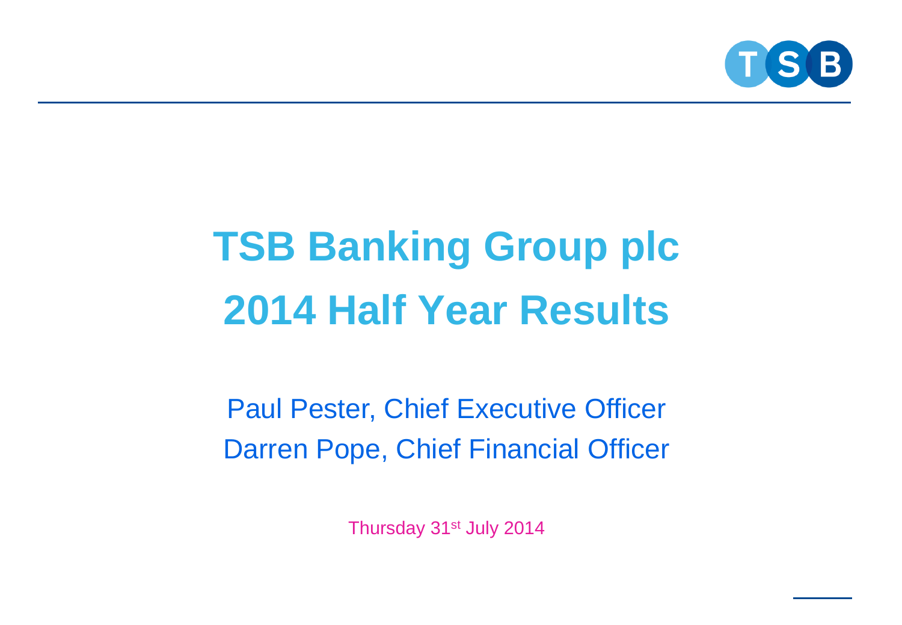# TSB Banking Group plc
# 2014 Half Year Results

Paul Pester, Chief Executive Officer

Darren Pope, Chief Financial Officer

Thursday 31st July 2014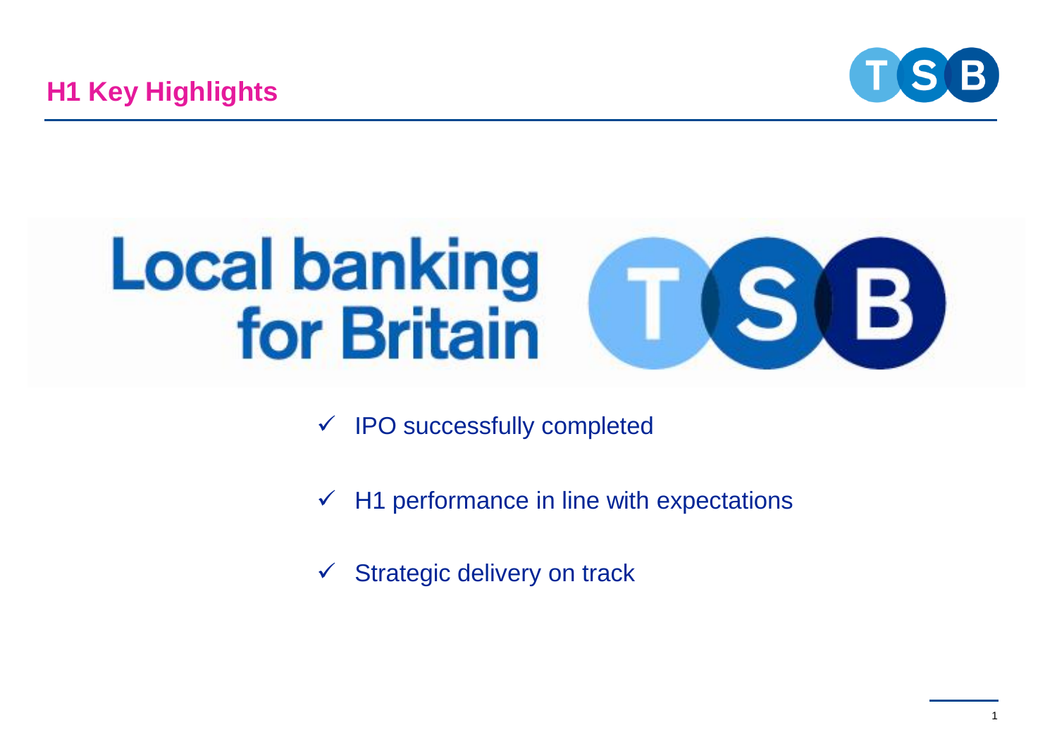# H1 Key Highlights

Local banking for Britain

- ✓ IPO successfully completed
- ✓ H1 performance in line with expectations
- ✓ Strategic delivery on track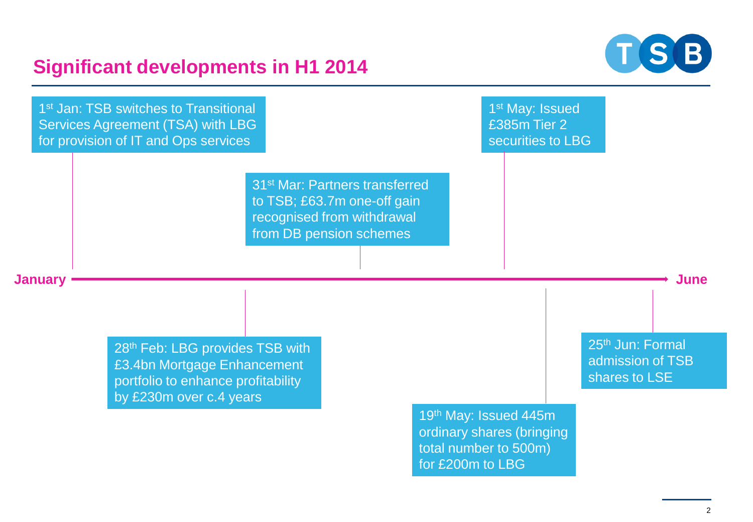# Significant developments in H1 2014

**January** → **June**

- 1st Jan: TSB switches to Transitional Services Agreement (TSA) with LBG for provision of IT and Ops services
- 28th Feb: LBG provides TSB with £3.4bn Mortgage Enhancement portfolio to enhance profitability by £230m over c.4 years
- 31st Mar: Partners transferred to TSB; £63.7m one-off gain recognised from withdrawal from DB pension schemes
- 1st May: Issued £385m Tier 2 securities to LBG
- 19th May: Issued 445m ordinary shares (bringing total number to 500m) for £200m to LBG
- 25th Jun: Formal admission of TSB shares to LSE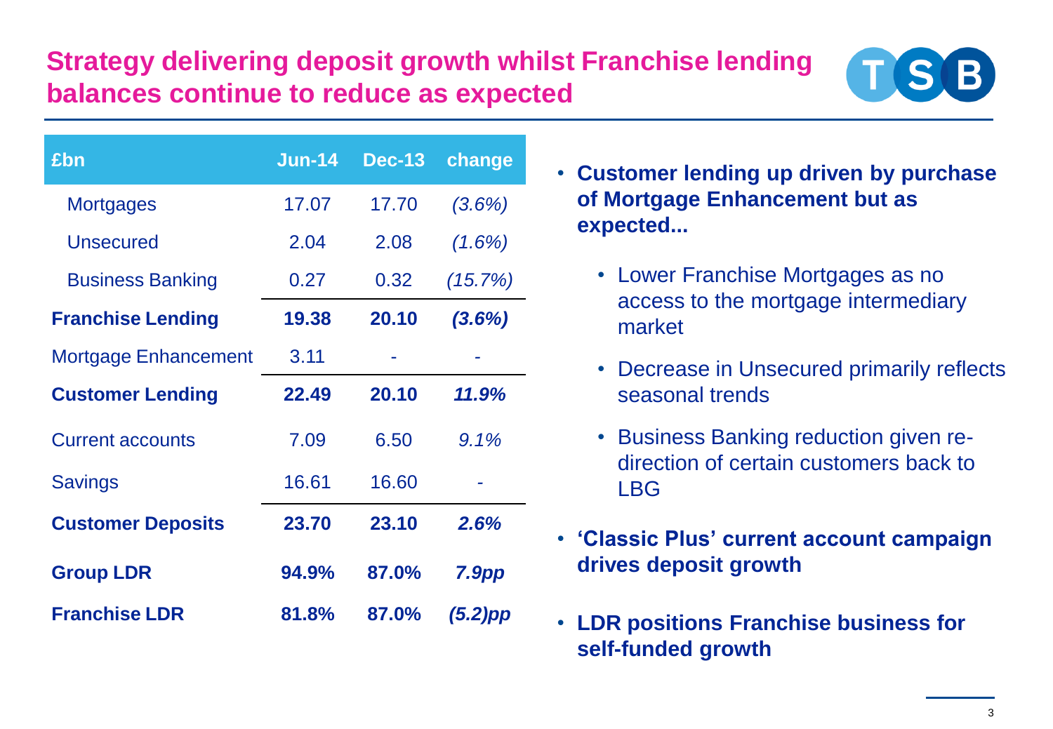# Strategy delivering deposit growth whilst Franchise lending balances continue to reduce as expected

| £bn | Jun-14 | Dec-13 | change |
| --- | --- | --- | --- |
| Mortgages | 17.07 | 17.70 | *(3.6%)* |
| Unsecured | 2.04 | 2.08 | *(1.6%)* |
| Business Banking | 0.27 | 0.32 | *(15.7%)* |
| **Franchise Lending** | **19.38** | **20.10** | ***(3.6%)*** |
| Mortgage Enhancement | 3.11 | - | - |
| **Customer Lending** | **22.49** | **20.10** | ***11.9%*** |
| Current accounts | 7.09 | 6.50 | *9.1%* |
| Savings | 16.61 | 16.60 | - |
| **Customer Deposits** | **23.70** | **23.10** | ***2.6%*** |
| **Group LDR** | **94.9%** | **87.0%** | ***7.9pp*** |
| **Franchise LDR** | **81.8%** | **87.0%** | ***(5.2)pp*** |

- **Customer lending up driven by purchase of Mortgage Enhancement but as expected...**
  - Lower Franchise Mortgages as no access to the mortgage intermediary market
  - Decrease in Unsecured primarily reflects seasonal trends
  - Business Banking reduction given re-direction of certain customers back to LBG
- **'Classic Plus' current account campaign drives deposit growth**
- **LDR positions Franchise business for self-funded growth**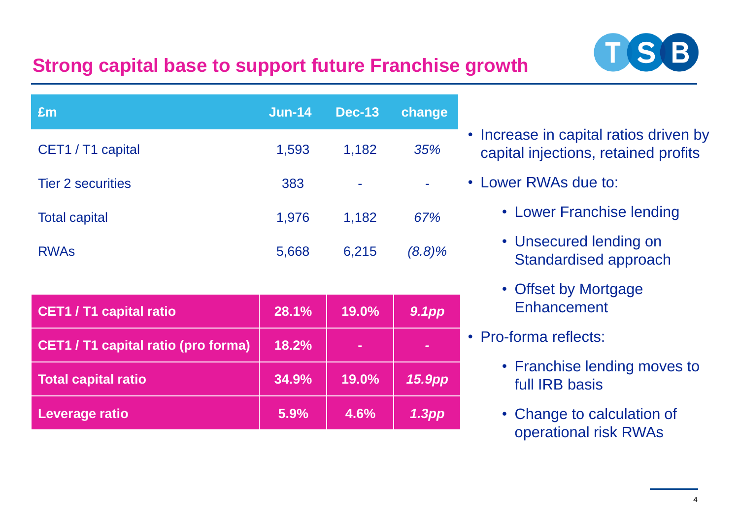# Strong capital base to support future Franchise growth

| £m | Jun-14 | Dec-13 | change |
|---|---|---|---|
| CET1 / T1 capital | 1,593 | 1,182 | *35%* |
| Tier 2 securities | 383 | - | - |
| Total capital | 1,976 | 1,182 | *67%* |
| RWAs | 5,668 | 6,215 | *(8.8)%* |
| **CET1 / T1 capital ratio** | **28.1%** | **19.0%** | ***9.1pp*** |
| **CET1 / T1 capital ratio (pro forma)** | **18.2%** | **-** | **-** |
| **Total capital ratio** | **34.9%** | **19.0%** | ***15.9pp*** |
| **Leverage ratio** | **5.9%** | **4.6%** | ***1.3pp*** |

- Increase in capital ratios driven by capital injections, retained profits
- Lower RWAs due to:
  - Lower Franchise lending
  - Unsecured lending on Standardised approach
  - Offset by Mortgage Enhancement
- Pro-forma reflects:
  - Franchise lending moves to full IRB basis
  - Change to calculation of operational risk RWAs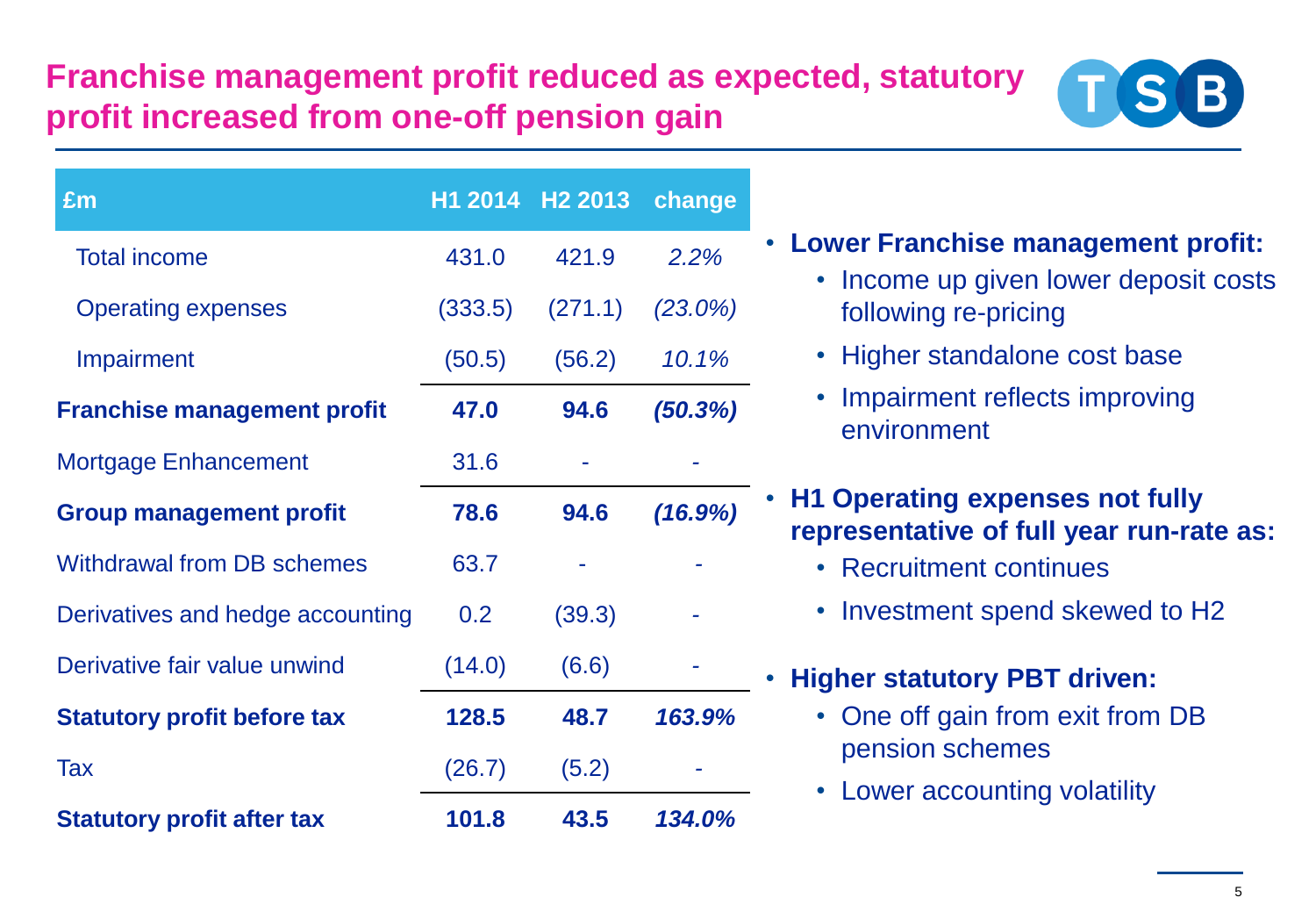# Franchise management profit reduced as expected, statutory profit increased from one-off pension gain

| £m | H1 2014 | H2 2013 | change |
|---|---|---|---|
| Total income | 431.0 | 421.9 | *2.2%* |
| Operating expenses | (333.5) | (271.1) | *(23.0%)* |
| Impairment | (50.5) | (56.2) | *10.1%* |
| **Franchise management profit** | **47.0** | **94.6** | ***(50.3%)*** |
| Mortgage Enhancement | 31.6 | - | - |
| **Group management profit** | **78.6** | **94.6** | ***(16.9%)*** |
| Withdrawal from DB schemes | 63.7 | - | - |
| Derivatives and hedge accounting | 0.2 | (39.3) | - |
| Derivative fair value unwind | (14.0) | (6.6) | - |
| **Statutory profit before tax** | **128.5** | **48.7** | ***163.9%*** |
| Tax | (26.7) | (5.2) | - |
| **Statutory profit after tax** | **101.8** | **43.5** | ***134.0%*** |

- **Lower Franchise management profit:**
  - Income up given lower deposit costs following re-pricing
  - Higher standalone cost base
  - Impairment reflects improving environment
- **H1 Operating expenses not fully representative of full year run-rate as:**
  - Recruitment continues
  - Investment spend skewed to H2
- **Higher statutory PBT driven:**
  - One off gain from exit from DB pension schemes
  - Lower accounting volatility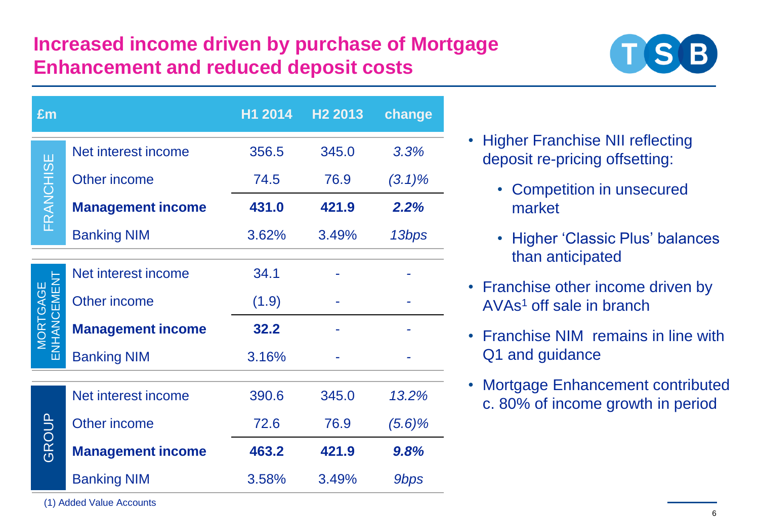# Increased income driven by purchase of Mortgage Enhancement and reduced deposit costs

| | £m | H1 2014 | H2 2013 | change |
|---|---|---|---|---|
| FRANCHISE | Net interest income | 356.5 | 345.0 | *3.3%* |
| | Other income | 74.5 | 76.9 | *(3.1)%* |
| | **Management income** | **431.0** | **421.9** | ***2.2%*** |
| | Banking NIM | 3.62% | 3.49% | *13bps* |
| MORTGAGE ENHANCEMENT | Net interest income | 34.1 | - | - |
| | Other income | (1.9) | - | - |
| | **Management income** | **32.2** | - | - |
| | Banking NIM | 3.16% | - | - |
| GROUP | Net interest income | 390.6 | 345.0 | *13.2%* |
| | Other income | 72.6 | 76.9 | *(5.6)%* |
| | **Management income** | **463.2** | **421.9** | ***9.8%*** |
| | Banking NIM | 3.58% | 3.49% | *9bps* |

- Higher Franchise NII reflecting deposit re-pricing offsetting:
  - Competition in unsecured market
  - Higher 'Classic Plus' balances than anticipated
- Franchise other income driven by AVAs[1] off sale in branch
- Franchise NIM remains in line with Q1 and guidance
- Mortgage Enhancement contributed c. 80% of income growth in period

(1) Added Value Accounts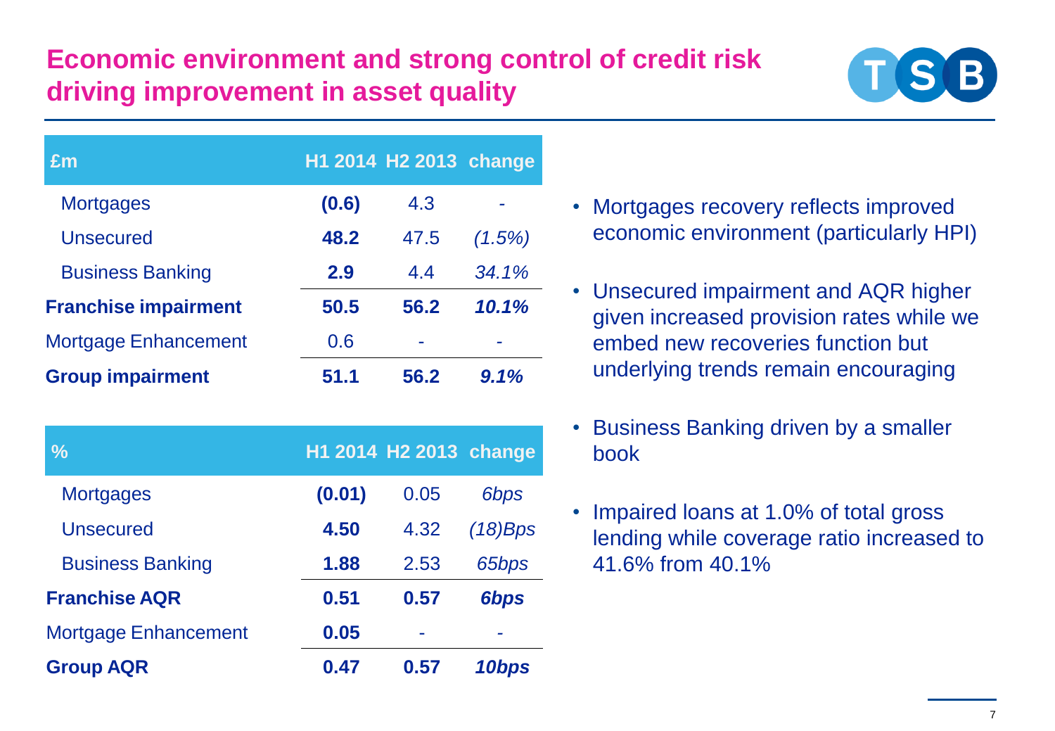# Economic environment and strong control of credit risk driving improvement in asset quality

| £m | H1 2014 | H2 2013 | change |
|---|---|---|---|
| Mortgages | **(0.6)** | 4.3 | - |
| Unsecured | **48.2** | 47.5 | *(1.5%)* |
| Business Banking | **2.9** | 4.4 | *34.1%* |
| **Franchise impairment** | **50.5** | **56.2** | ***10.1%*** |
| Mortgage Enhancement | 0.6 | - | - |
| **Group impairment** | **51.1** | **56.2** | ***9.1%*** |

| % | H1 2014 | H2 2013 | change |
|---|---|---|---|
| Mortgages | **(0.01)** | 0.05 | *6bps* |
| Unsecured | **4.50** | 4.32 | *(18)Bps* |
| Business Banking | **1.88** | 2.53 | *65bps* |
| **Franchise AQR** | **0.51** | **0.57** | ***6bps*** |
| Mortgage Enhancement | **0.05** | - | - |
| **Group AQR** | **0.47** | **0.57** | ***10bps*** |

- Mortgages recovery reflects improved economic environment (particularly HPI)
- Unsecured impairment and AQR higher given increased provision rates while we embed new recoveries function but underlying trends remain encouraging
- Business Banking driven by a smaller book
- Impaired loans at 1.0% of total gross lending while coverage ratio increased to 41.6% from 40.1%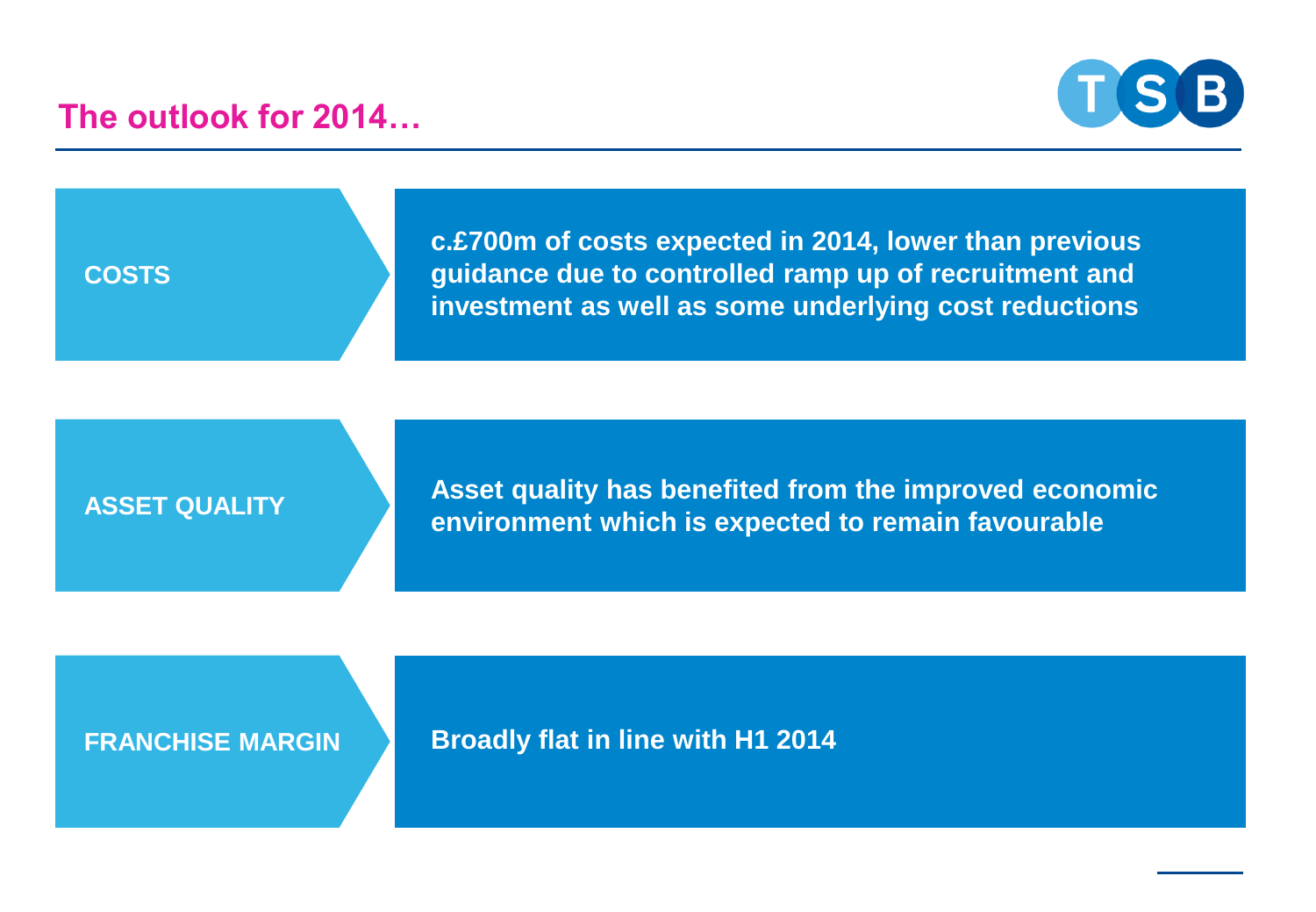# The outlook for 2014…

| | |
|---|---|
| **COSTS** | **c.£700m of costs expected in 2014, lower than previous guidance due to controlled ramp up of recruitment and investment as well as some underlying cost reductions** |
| **ASSET QUALITY** | **Asset quality has benefited from the improved economic environment which is expected to remain favourable** |
| **FRANCHISE MARGIN** | **Broadly flat in line with H1 2014** |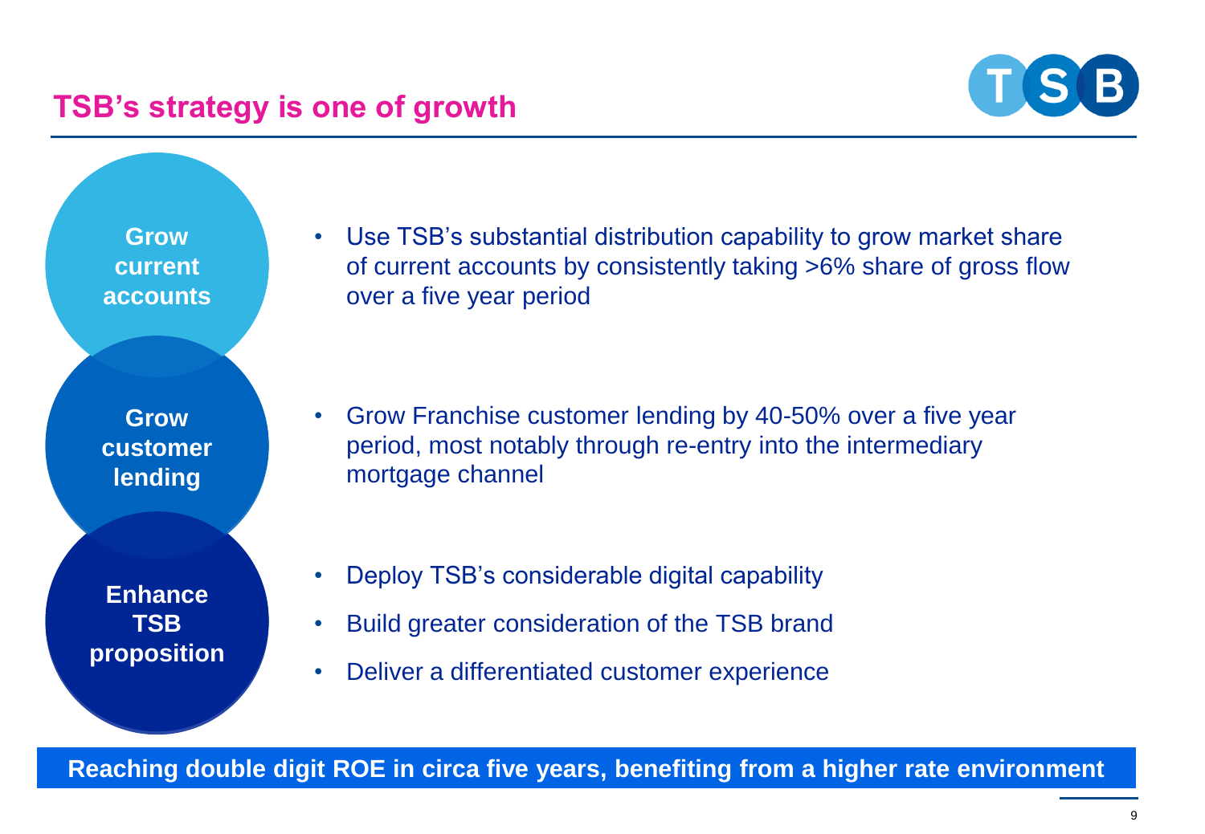# TSB's strategy is one of growth

**Grow current accounts**

- Use TSB's substantial distribution capability to grow market share of current accounts by consistently taking >6% share of gross flow over a five year period

**Grow customer lending**

- Grow Franchise customer lending by 40-50% over a five year period, most notably through re-entry into the intermediary mortgage channel

**Enhance TSB proposition**

- Deploy TSB's considerable digital capability
- Build greater consideration of the TSB brand
- Deliver a differentiated customer experience

**Reaching double digit ROE in circa five years, benefiting from a higher rate environment**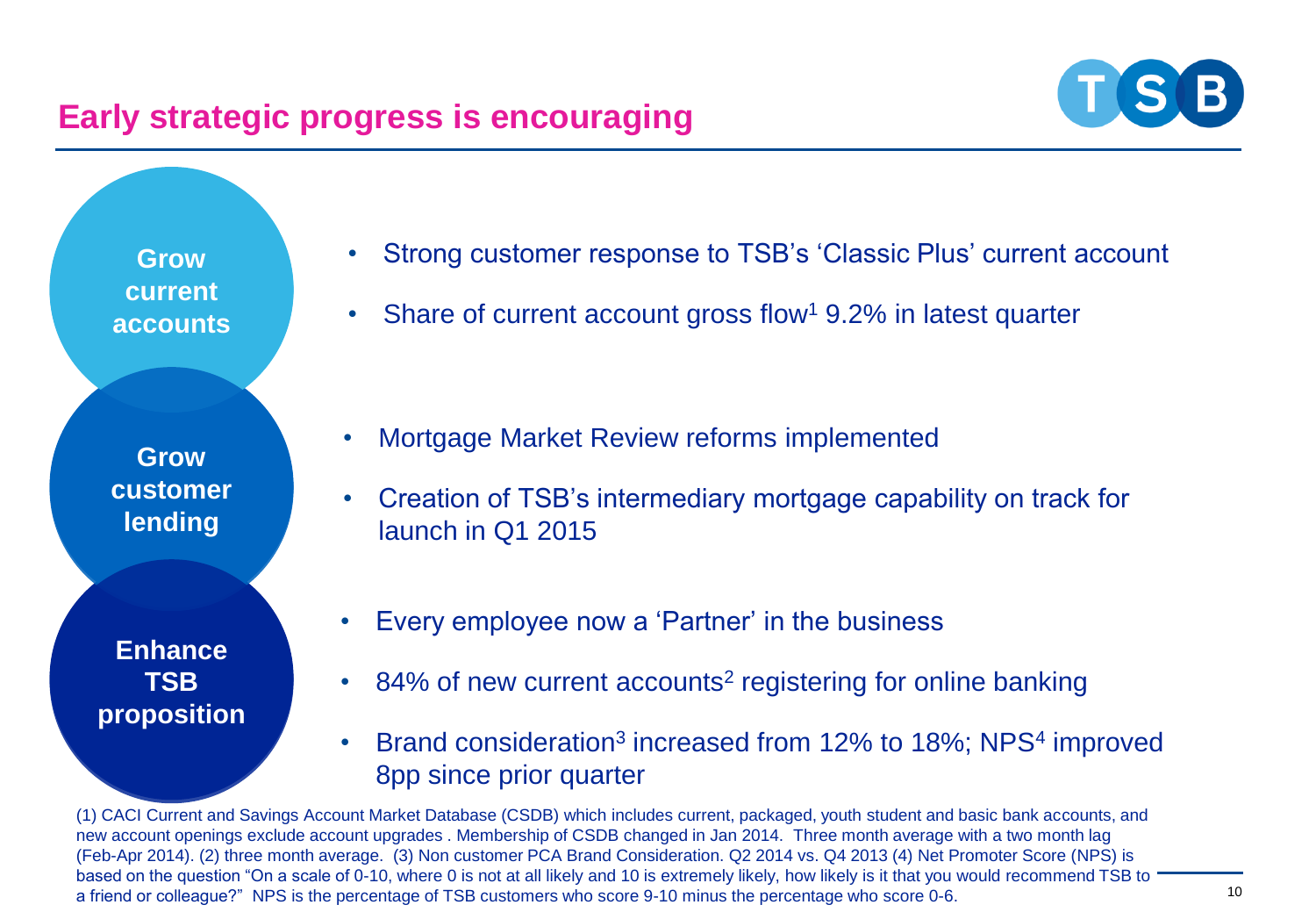# Early strategic progress is encouraging

**Grow current accounts**

- Strong customer response to TSB's 'Classic Plus' current account
- Share of current account gross flow[1] 9.2% in latest quarter

**Grow customer lending**

- Mortgage Market Review reforms implemented
- Creation of TSB's intermediary mortgage capability on track for launch in Q1 2015

**Enhance TSB proposition**

- Every employee now a 'Partner' in the business
- 84% of new current accounts[2] registering for online banking
- Brand consideration[3] increased from 12% to 18%; NPS[4] improved 8pp since prior quarter

(1) CACI Current and Savings Account Market Database (CSDB) which includes current, packaged, youth student and basic bank accounts, and new account openings exclude account upgrades . Membership of CSDB changed in Jan 2014. Three month average with a two month lag (Feb-Apr 2014). (2) three month average. (3) Non customer PCA Brand Consideration. Q2 2014 vs. Q4 2013 (4) Net Promoter Score (NPS) is based on the question "On a scale of 0-10, where 0 is not at all likely and 10 is extremely likely, how likely is it that you would recommend TSB to a friend or colleague?" NPS is the percentage of TSB customers who score 9-10 minus the percentage who score 0-6.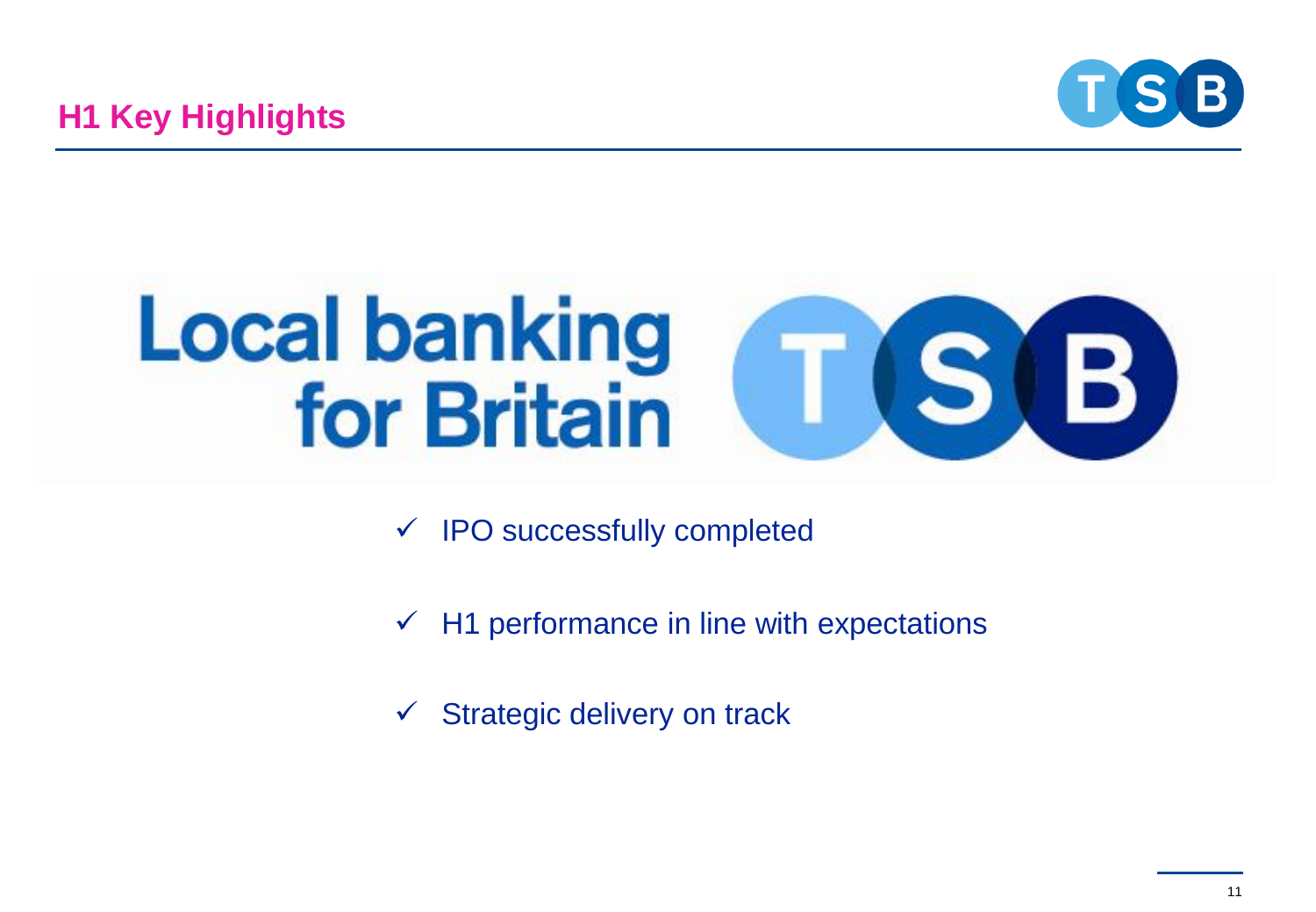## H1 Key Highlights

Local banking for Britain

- ✓ IPO successfully completed
- ✓ H1 performance in line with expectations
- ✓ Strategic delivery on track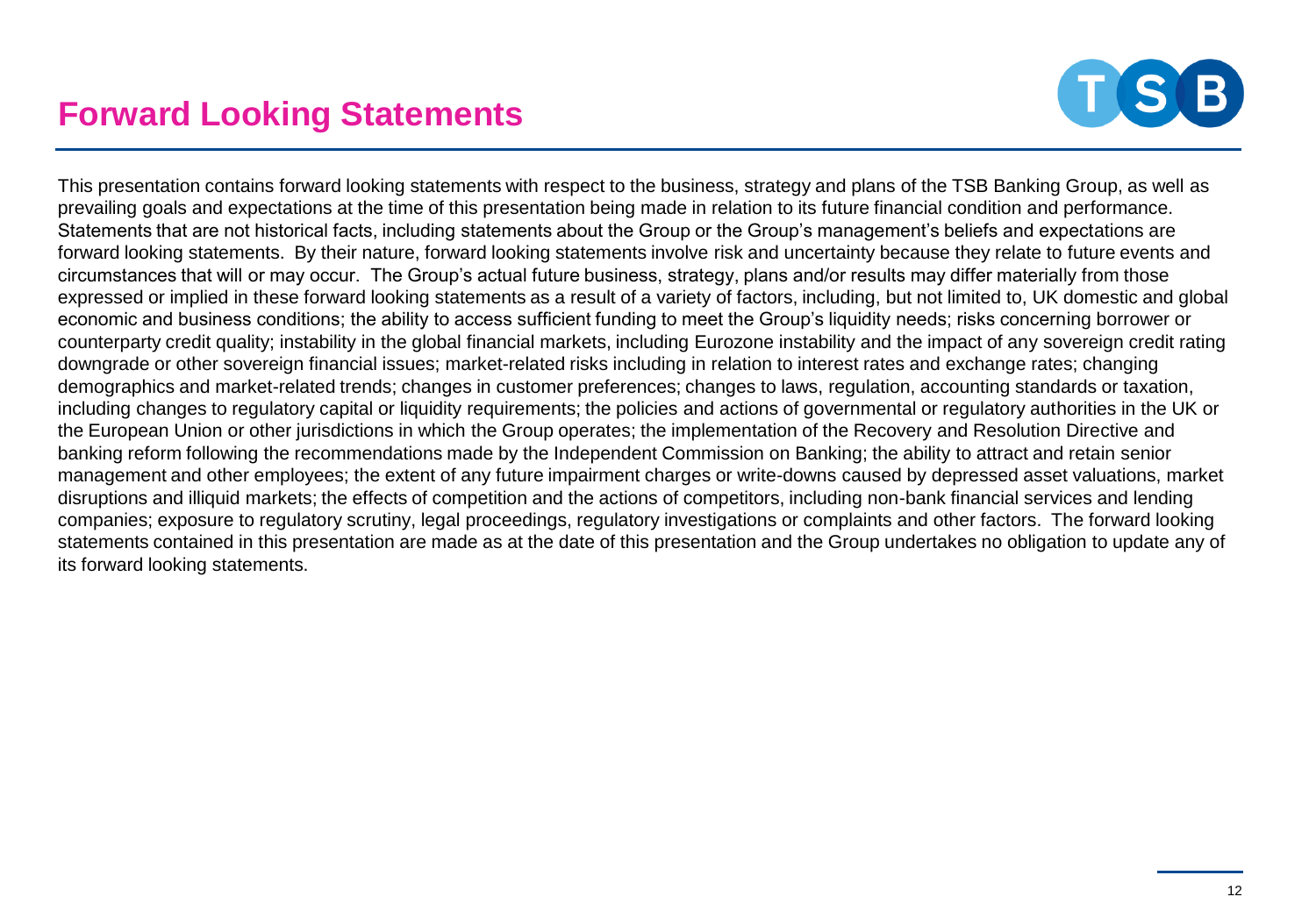# Forward Looking Statements

This presentation contains forward looking statements with respect to the business, strategy and plans of the TSB Banking Group, as well as prevailing goals and expectations at the time of this presentation being made in relation to its future financial condition and performance. Statements that are not historical facts, including statements about the Group or the Group's management's beliefs and expectations are forward looking statements. By their nature, forward looking statements involve risk and uncertainty because they relate to future events and circumstances that will or may occur. The Group's actual future business, strategy, plans and/or results may differ materially from those expressed or implied in these forward looking statements as a result of a variety of factors, including, but not limited to, UK domestic and global economic and business conditions; the ability to access sufficient funding to meet the Group's liquidity needs; risks concerning borrower or counterparty credit quality; instability in the global financial markets, including Eurozone instability and the impact of any sovereign credit rating downgrade or other sovereign financial issues; market-related risks including in relation to interest rates and exchange rates; changing demographics and market-related trends; changes in customer preferences; changes to laws, regulation, accounting standards or taxation, including changes to regulatory capital or liquidity requirements; the policies and actions of governmental or regulatory authorities in the UK or the European Union or other jurisdictions in which the Group operates; the implementation of the Recovery and Resolution Directive and banking reform following the recommendations made by the Independent Commission on Banking; the ability to attract and retain senior management and other employees; the extent of any future impairment charges or write-downs caused by depressed asset valuations, market disruptions and illiquid markets; the effects of competition and the actions of competitors, including non-bank financial services and lending companies; exposure to regulatory scrutiny, legal proceedings, regulatory investigations or complaints and other factors. The forward looking statements contained in this presentation are made as at the date of this presentation and the Group undertakes no obligation to update any of its forward looking statements.